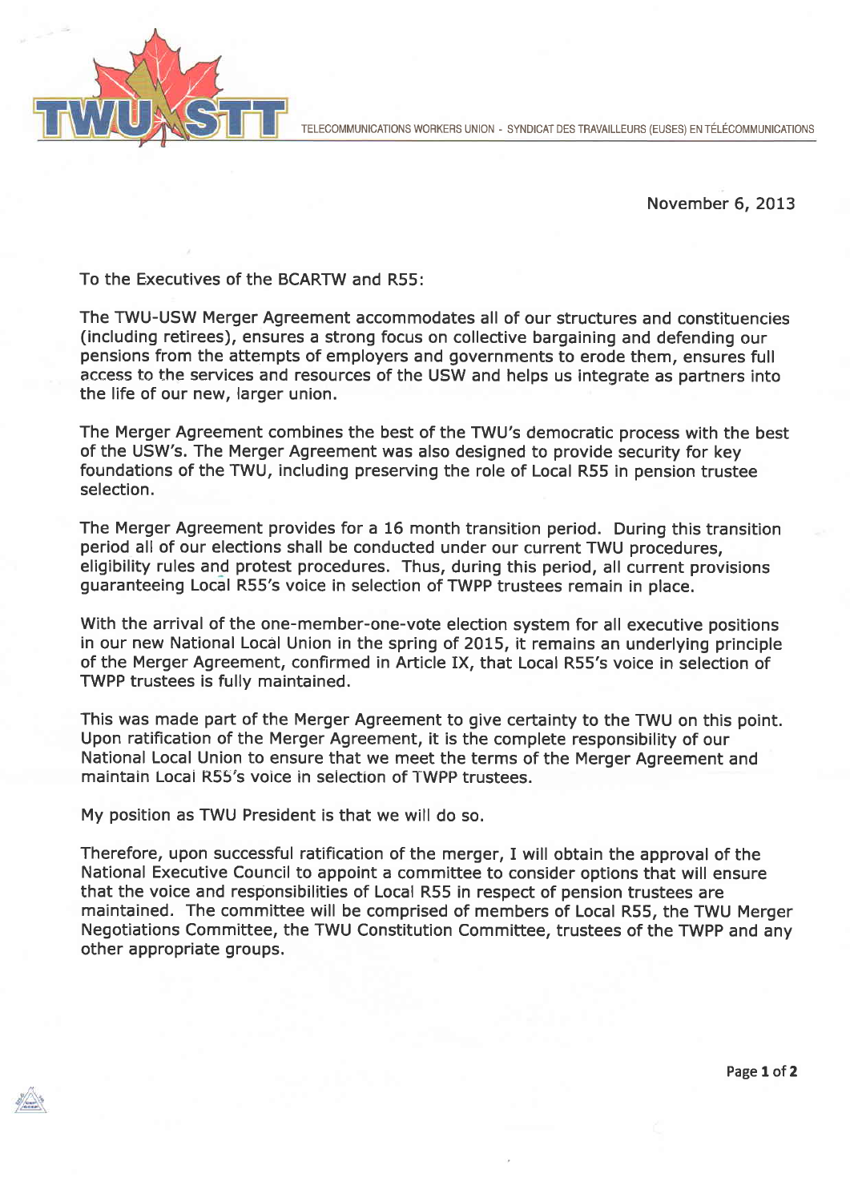TELECOMMUNICATIONS WORKERS UNION - SYNDICAT DES TRAVAILLEURS (EUSES) EN TÉLÉCOMMUNICATIONS

November 6, 2013

To the Executives of the BCARTW and R55:

The TWU-USW Merger Agreement accommodates all of our structures and constituencies (including retirees), ensures a strong focus on collective bargaining and defending our pensions from the attempts of employers and governments to erode them, ensures full access to the services and resources of the USW and helps us integrate as partners into the life of our new, larger union.

The Merger Agreement combines the best of the TWU's democratic process with the best of the USW's. The Merger Agreement was also designed to provide security for key foundations of the TWU, including preserving the role of Local R55 in pension trustee selection.

The Merger Agreement provides for a 16 month transition period. During this transition period all of our elections shall be conducted under our current TWU procedures, eligibility rules and protest procedures. Thus, during this period, all current provisions guaranteeing Local R55's voice in selection of TWPP trustees remain in place.

With the arrival of the one-member-one-vote election system for all executive positions in our new National Local Union in the spring of 2015, it remains an underlying principle of the Merger Agreement, confirmed in Article IX, that Local R55's voice in selection of TWPP trustees is fully maintained.

This was made part of the Merger Agreement to give certainty to the TWU on this point. Upon ratification of the Merger Agreement, it is the complete responsibility of our National Local Union to ensure that we meet the terms of the Merger Agreement and maintain Local R55's voice in selection of TWPP trustees.

My position as TWU President is that we will do so.

Therefore, upon successful ratification of the merger, I will obtain the approval of the National Executive Council to appoint a committee to consider options that will ensure that the voice and responsibilities of Local R55 in respect of pension trustees are maintained. The committee will be comprised of members of Local R55, the TWU Merger Negotiations Committee, the TWU Constitution Committee, trustees of the TWPP and any other appropriate groups.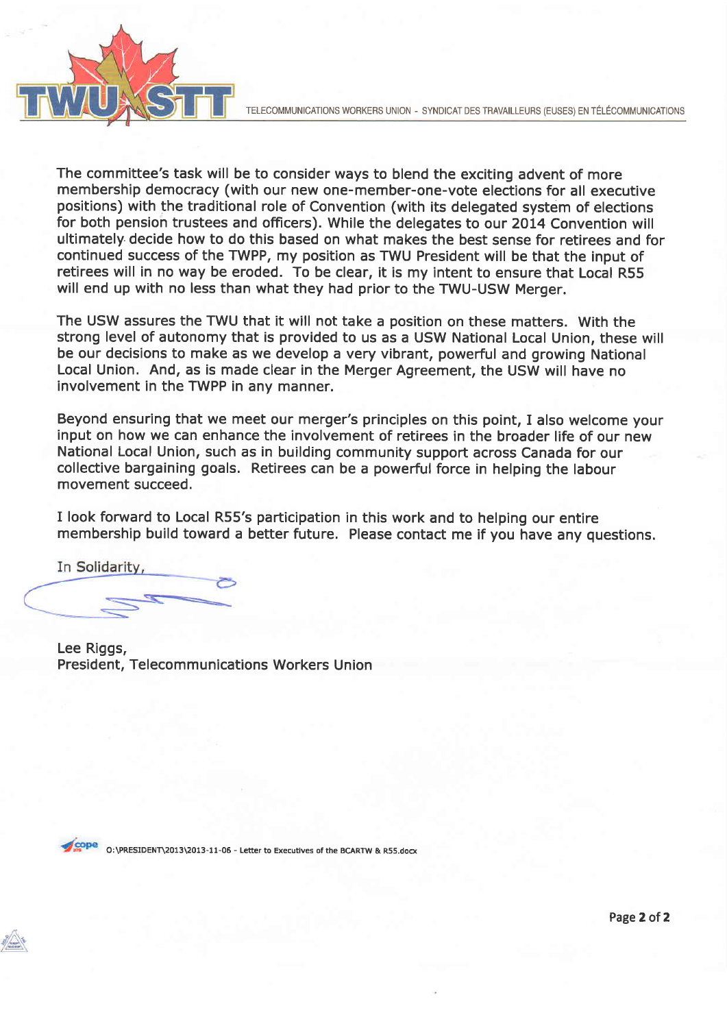The committee's task will be to consider ways to blend the exciting advent of more membership democracy (with our new one-member-one-vote elections for all executive positions) with the traditional role of Convention (with its delegated system of elections for both pension trustees and officers). While the delegates to our 2014 Convention will ultimately decide how to do this based on what makes the best sense for retirees and for continued success of the TWPP, my position as TWU President will be that the input of retirees will in no way be eroded. To be clear, it is my intent to ensure that Local R55 will end up with no less than what they had prior to the TWU-USW Merger.

The USW assures the TWU that it will not take a position on these matters. With the strong level of autonomy that is provided to us as a USW National Local Union, these will be our decisions to make as we develop a very vibrant, powerful and growing National Local Union. And, as is made clear in the Merger Agreement, the USW will have no involvement in the TWPP in any manner.

Beyond ensuring that we meet our merger's principles on this point, I also welcome your input on how we can enhance the involvement of retirees in the broader life of our new National Local Union, such as in building community support across Canada for our collective bargaining goals. Retirees can be a powerful force in helping the labour movement succeed.

I look forward to Local R55's participation in this work and to helping our entire membership build toward a better future. Please contact me if you have any questions.

In Solidarity,

Lee Riggs,
President, Telecommunications Workers Union

O:\PRESIDENT\2013\2013-11-06 - Letter to Executives of the BCARTW & R55.docx